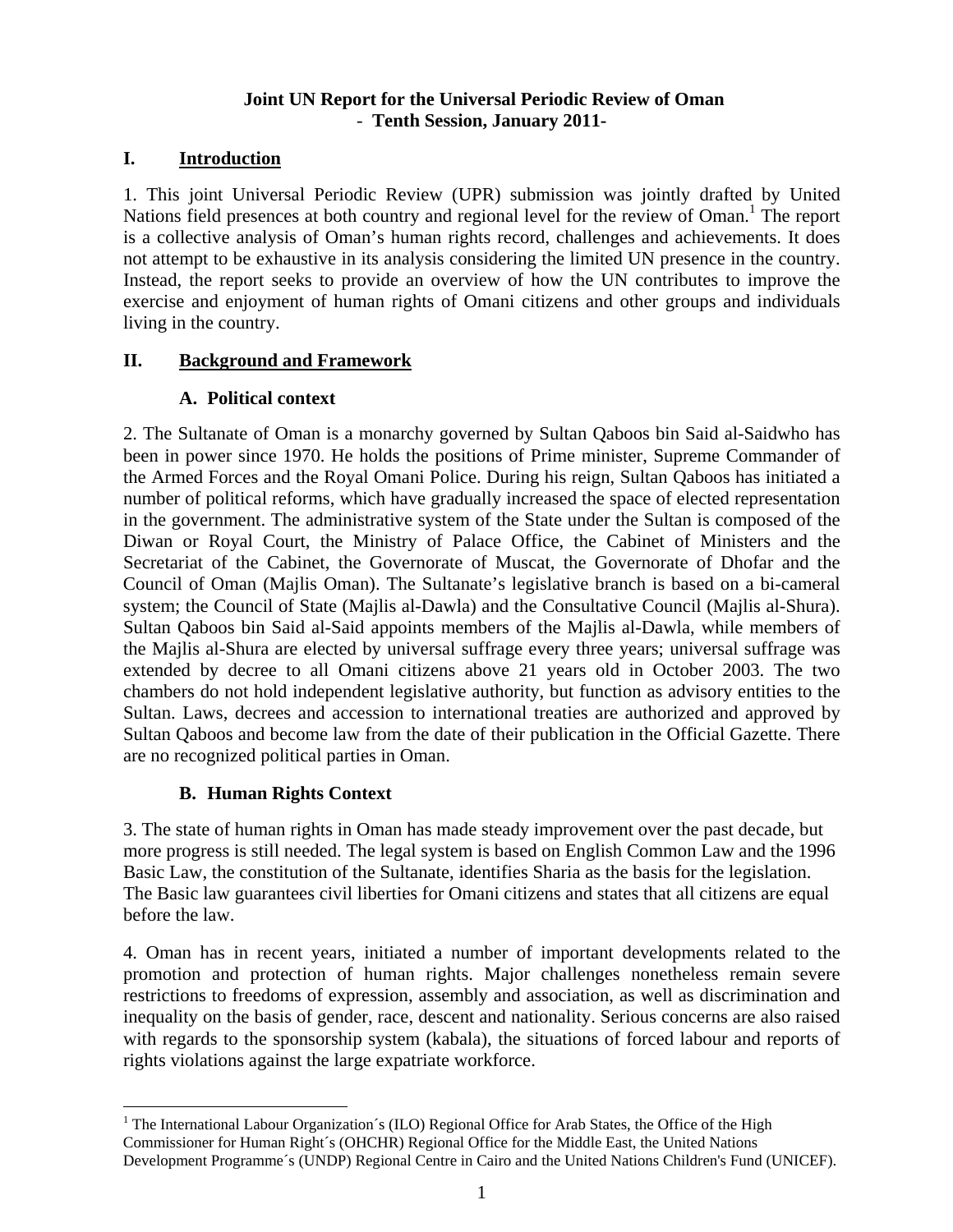**Joint UN Report for the Universal Periodic Review of Oman**
**- Tenth Session, January 2011-**

## I. Introduction

1. This joint Universal Periodic Review (UPR) submission was jointly drafted by United Nations field presences at both country and regional level for the review of Oman.[1] The report is a collective analysis of Oman's human rights record, challenges and achievements. It does not attempt to be exhaustive in its analysis considering the limited UN presence in the country. Instead, the report seeks to provide an overview of how the UN contributes to improve the exercise and enjoyment of human rights of Omani citizens and other groups and individuals living in the country.

## II. Background and Framework

### A. Political context

2. The Sultanate of Oman is a monarchy governed by Sultan Qaboos bin Said al-Saidwho has been in power since 1970. He holds the positions of Prime minister, Supreme Commander of the Armed Forces and the Royal Omani Police. During his reign, Sultan Qaboos has initiated a number of political reforms, which have gradually increased the space of elected representation in the government. The administrative system of the State under the Sultan is composed of the Diwan or Royal Court, the Ministry of Palace Office, the Cabinet of Ministers and the Secretariat of the Cabinet, the Governorate of Muscat, the Governorate of Dhofar and the Council of Oman (Majlis Oman). The Sultanate's legislative branch is based on a bi-cameral system; the Council of State (Majlis al-Dawla) and the Consultative Council (Majlis al-Shura). Sultan Qaboos bin Said al-Said appoints members of the Majlis al-Dawla, while members of the Majlis al-Shura are elected by universal suffrage every three years; universal suffrage was extended by decree to all Omani citizens above 21 years old in October 2003. The two chambers do not hold independent legislative authority, but function as advisory entities to the Sultan. Laws, decrees and accession to international treaties are authorized and approved by Sultan Qaboos and become law from the date of their publication in the Official Gazette. There are no recognized political parties in Oman.

### B. Human Rights Context

3. The state of human rights in Oman has made steady improvement over the past decade, but more progress is still needed. The legal system is based on English Common Law and the 1996 Basic Law, the constitution of the Sultanate, identifies Sharia as the basis for the legislation. The Basic law guarantees civil liberties for Omani citizens and states that all citizens are equal before the law.

4. Oman has in recent years, initiated a number of important developments related to the promotion and protection of human rights. Major challenges nonetheless remain severe restrictions to freedoms of expression, assembly and association, as well as discrimination and inequality on the basis of gender, race, descent and nationality. Serious concerns are also raised with regards to the sponsorship system (kabala), the situations of forced labour and reports of rights violations against the large expatriate workforce.

---

[1] The International Labour Organization´s (ILO) Regional Office for Arab States, the Office of the High Commissioner for Human Right´s (OHCHR) Regional Office for the Middle East, the United Nations Development Programme´s (UNDP) Regional Centre in Cairo and the United Nations Children's Fund (UNICEF).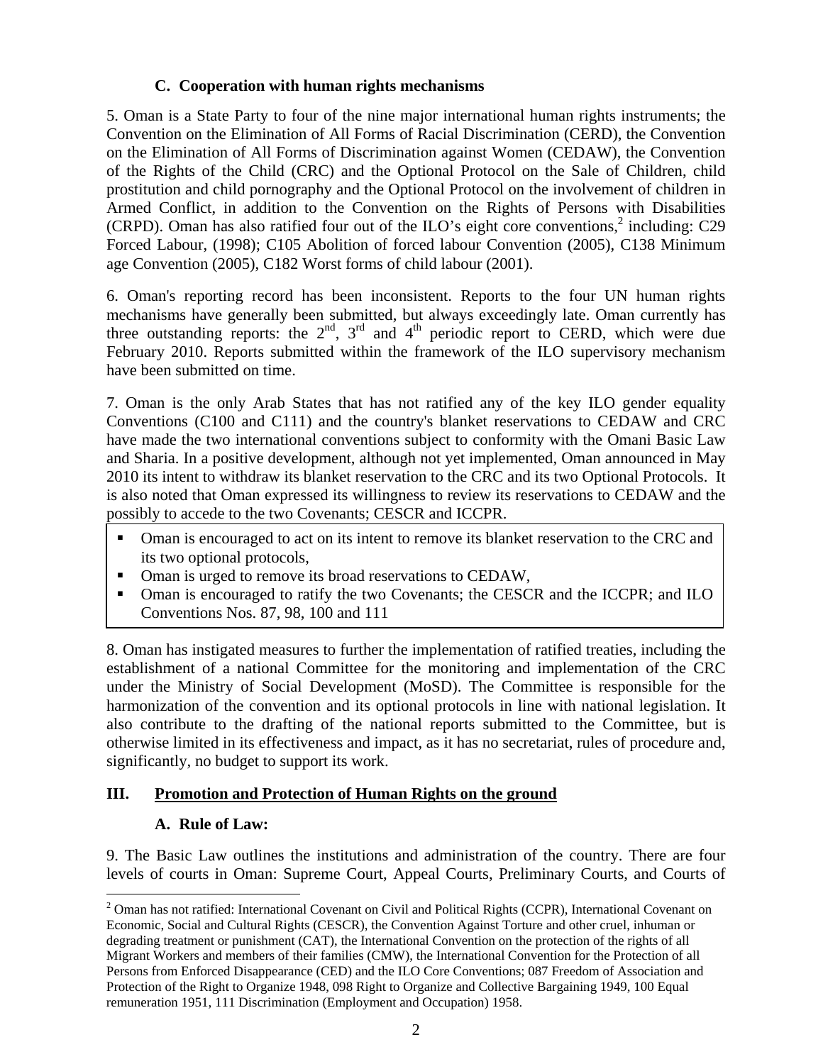### C. Cooperation with human rights mechanisms

5. Oman is a State Party to four of the nine major international human rights instruments; the Convention on the Elimination of All Forms of Racial Discrimination (CERD), the Convention on the Elimination of All Forms of Discrimination against Women (CEDAW), the Convention of the Rights of the Child (CRC) and the Optional Protocol on the Sale of Children, child prostitution and child pornography and the Optional Protocol on the involvement of children in Armed Conflict, in addition to the Convention on the Rights of Persons with Disabilities (CRPD). Oman has also ratified four out of the ILO's eight core conventions,[2] including: C29 Forced Labour, (1998); C105 Abolition of forced labour Convention (2005), C138 Minimum age Convention (2005), C182 Worst forms of child labour (2001).

6. Oman's reporting record has been inconsistent. Reports to the four UN human rights mechanisms have generally been submitted, but always exceedingly late. Oman currently has three outstanding reports: the 2nd, 3rd and 4th periodic report to CERD, which were due February 2010. Reports submitted within the framework of the ILO supervisory mechanism have been submitted on time.

7. Oman is the only Arab States that has not ratified any of the key ILO gender equality Conventions (C100 and C111) and the country's blanket reservations to CEDAW and CRC have made the two international conventions subject to conformity with the Omani Basic Law and Sharia. In a positive development, although not yet implemented, Oman announced in May 2010 its intent to withdraw its blanket reservation to the CRC and its two Optional Protocols. It is also noted that Oman expressed its willingness to review its reservations to CEDAW and the possibly to accede to the two Covenants; CESCR and ICCPR.

- Oman is encouraged to act on its intent to remove its blanket reservation to the CRC and its two optional protocols,
- Oman is urged to remove its broad reservations to CEDAW,
- Oman is encouraged to ratify the two Covenants; the CESCR and the ICCPR; and ILO Conventions Nos. 87, 98, 100 and 111

8. Oman has instigated measures to further the implementation of ratified treaties, including the establishment of a national Committee for the monitoring and implementation of the CRC under the Ministry of Social Development (MoSD). The Committee is responsible for the harmonization of the convention and its optional protocols in line with national legislation. It also contribute to the drafting of the national reports submitted to the Committee, but is otherwise limited in its effectiveness and impact, as it has no secretariat, rules of procedure and, significantly, no budget to support its work.

## III. Promotion and Protection of Human Rights on the ground

### A. Rule of Law:

9. The Basic Law outlines the institutions and administration of the country. There are four levels of courts in Oman: Supreme Court, Appeal Courts, Preliminary Courts, and Courts of

[2] Oman has not ratified: International Covenant on Civil and Political Rights (CCPR), International Covenant on Economic, Social and Cultural Rights (CESCR), the Convention Against Torture and other cruel, inhuman or degrading treatment or punishment (CAT), the International Convention on the protection of the rights of all Migrant Workers and members of their families (CMW), the International Convention for the Protection of all Persons from Enforced Disappearance (CED) and the ILO Core Conventions; 087 Freedom of Association and Protection of the Right to Organize 1948, 098 Right to Organize and Collective Bargaining 1949, 100 Equal remuneration 1951, 111 Discrimination (Employment and Occupation) 1958.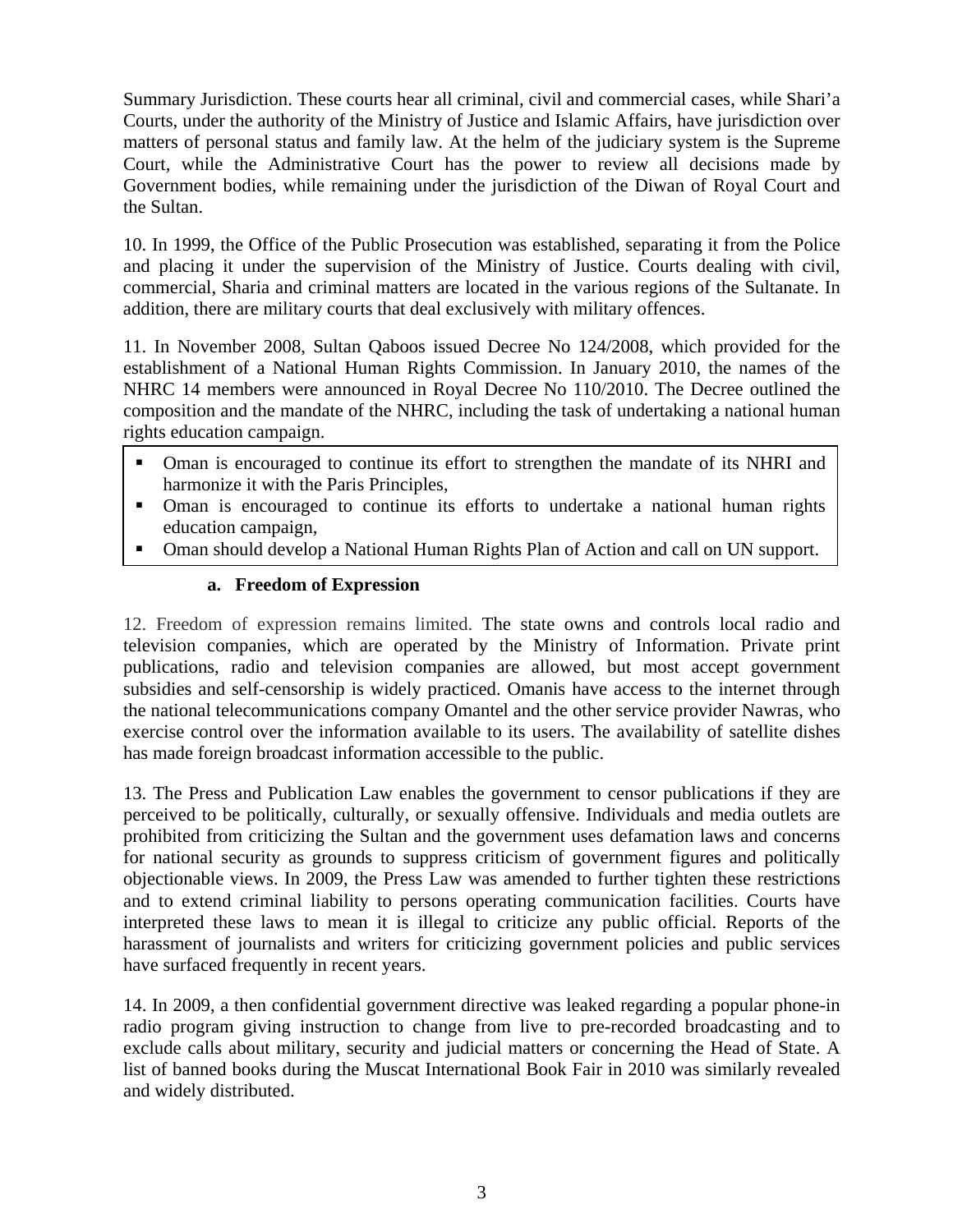Summary Jurisdiction. These courts hear all criminal, civil and commercial cases, while Shari'a Courts, under the authority of the Ministry of Justice and Islamic Affairs, have jurisdiction over matters of personal status and family law. At the helm of the judiciary system is the Supreme Court, while the Administrative Court has the power to review all decisions made by Government bodies, while remaining under the jurisdiction of the Diwan of Royal Court and the Sultan.

10. In 1999, the Office of the Public Prosecution was established, separating it from the Police and placing it under the supervision of the Ministry of Justice. Courts dealing with civil, commercial, Sharia and criminal matters are located in the various regions of the Sultanate. In addition, there are military courts that deal exclusively with military offences.

11. In November 2008, Sultan Qaboos issued Decree No 124/2008, which provided for the establishment of a National Human Rights Commission. In January 2010, the names of the NHRC 14 members were announced in Royal Decree No 110/2010. The Decree outlined the composition and the mandate of the NHRC, including the task of undertaking a national human rights education campaign.

- Oman is encouraged to continue its effort to strengthen the mandate of its NHRI and harmonize it with the Paris Principles,
- Oman is encouraged to continue its efforts to undertake a national human rights education campaign,
- Oman should develop a National Human Rights Plan of Action and call on UN support.

### a. Freedom of Expression

12. Freedom of expression remains limited. The state owns and controls local radio and television companies, which are operated by the Ministry of Information. Private print publications, radio and television companies are allowed, but most accept government subsidies and self-censorship is widely practiced. Omanis have access to the internet through the national telecommunications company Omantel and the other service provider Nawras, who exercise control over the information available to its users. The availability of satellite dishes has made foreign broadcast information accessible to the public.

13. The Press and Publication Law enables the government to censor publications if they are perceived to be politically, culturally, or sexually offensive. Individuals and media outlets are prohibited from criticizing the Sultan and the government uses defamation laws and concerns for national security as grounds to suppress criticism of government figures and politically objectionable views. In 2009, the Press Law was amended to further tighten these restrictions and to extend criminal liability to persons operating communication facilities. Courts have interpreted these laws to mean it is illegal to criticize any public official. Reports of the harassment of journalists and writers for criticizing government policies and public services have surfaced frequently in recent years.

14. In 2009, a then confidential government directive was leaked regarding a popular phone-in radio program giving instruction to change from live to pre-recorded broadcasting and to exclude calls about military, security and judicial matters or concerning the Head of State. A list of banned books during the Muscat International Book Fair in 2010 was similarly revealed and widely distributed.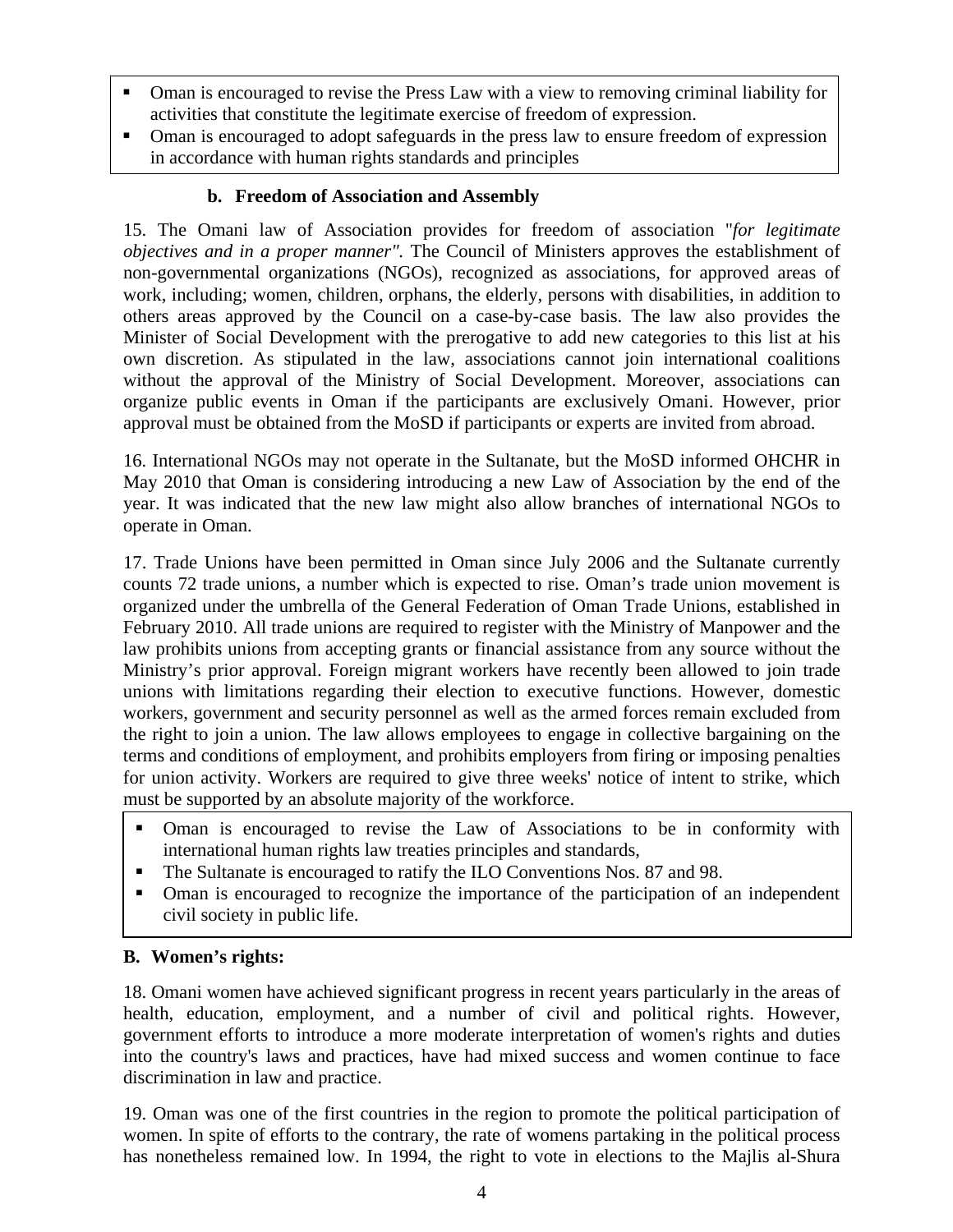- Oman is encouraged to revise the Press Law with a view to removing criminal liability for activities that constitute the legitimate exercise of freedom of expression.
- Oman is encouraged to adopt safeguards in the press law to ensure freedom of expression in accordance with human rights standards and principles

### b. Freedom of Association and Assembly

15. The Omani law of Association provides for freedom of association "*for legitimate objectives and in a proper manner"*. The Council of Ministers approves the establishment of non-governmental organizations (NGOs), recognized as associations, for approved areas of work, including; women, children, orphans, the elderly, persons with disabilities, in addition to others areas approved by the Council on a case-by-case basis. The law also provides the Minister of Social Development with the prerogative to add new categories to this list at his own discretion. As stipulated in the law, associations cannot join international coalitions without the approval of the Ministry of Social Development. Moreover, associations can organize public events in Oman if the participants are exclusively Omani. However, prior approval must be obtained from the MoSD if participants or experts are invited from abroad.

16. International NGOs may not operate in the Sultanate, but the MoSD informed OHCHR in May 2010 that Oman is considering introducing a new Law of Association by the end of the year. It was indicated that the new law might also allow branches of international NGOs to operate in Oman.

17. Trade Unions have been permitted in Oman since July 2006 and the Sultanate currently counts 72 trade unions, a number which is expected to rise. Oman's trade union movement is organized under the umbrella of the General Federation of Oman Trade Unions, established in February 2010. All trade unions are required to register with the Ministry of Manpower and the law prohibits unions from accepting grants or financial assistance from any source without the Ministry's prior approval. Foreign migrant workers have recently been allowed to join trade unions with limitations regarding their election to executive functions. However, domestic workers, government and security personnel as well as the armed forces remain excluded from the right to join a union. The law allows employees to engage in collective bargaining on the terms and conditions of employment, and prohibits employers from firing or imposing penalties for union activity. Workers are required to give three weeks' notice of intent to strike, which must be supported by an absolute majority of the workforce.

- Oman is encouraged to revise the Law of Associations to be in conformity with international human rights law treaties principles and standards,
- The Sultanate is encouraged to ratify the ILO Conventions Nos. 87 and 98.
- Oman is encouraged to recognize the importance of the participation of an independent civil society in public life.

## B. Women's rights:

18. Omani women have achieved significant progress in recent years particularly in the areas of health, education, employment, and a number of civil and political rights. However, government efforts to introduce a more moderate interpretation of women's rights and duties into the country's laws and practices, have had mixed success and women continue to face discrimination in law and practice.

19. Oman was one of the first countries in the region to promote the political participation of women. In spite of efforts to the contrary, the rate of womens partaking in the political process has nonetheless remained low. In 1994, the right to vote in elections to the Majlis al-Shura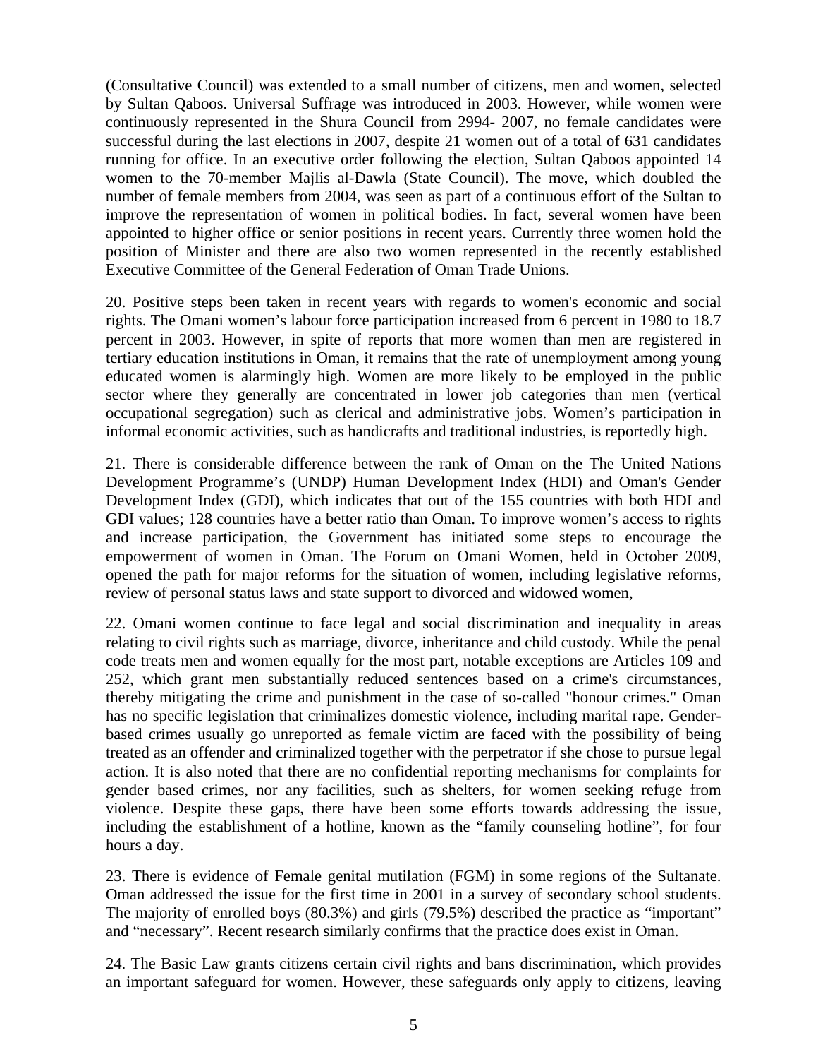(Consultative Council) was extended to a small number of citizens, men and women, selected by Sultan Qaboos. Universal Suffrage was introduced in 2003. However, while women were continuously represented in the Shura Council from 2994- 2007, no female candidates were successful during the last elections in 2007, despite 21 women out of a total of 631 candidates running for office. In an executive order following the election, Sultan Qaboos appointed 14 women to the 70-member Majlis al-Dawla (State Council). The move, which doubled the number of female members from 2004, was seen as part of a continuous effort of the Sultan to improve the representation of women in political bodies. In fact, several women have been appointed to higher office or senior positions in recent years. Currently three women hold the position of Minister and there are also two women represented in the recently established Executive Committee of the General Federation of Oman Trade Unions.

20. Positive steps been taken in recent years with regards to women's economic and social rights. The Omani women's labour force participation increased from 6 percent in 1980 to 18.7 percent in 2003. However, in spite of reports that more women than men are registered in tertiary education institutions in Oman, it remains that the rate of unemployment among young educated women is alarmingly high. Women are more likely to be employed in the public sector where they generally are concentrated in lower job categories than men (vertical occupational segregation) such as clerical and administrative jobs. Women's participation in informal economic activities, such as handicrafts and traditional industries, is reportedly high.

21. There is considerable difference between the rank of Oman on the The United Nations Development Programme's (UNDP) Human Development Index (HDI) and Oman's Gender Development Index (GDI), which indicates that out of the 155 countries with both HDI and GDI values; 128 countries have a better ratio than Oman. To improve women's access to rights and increase participation, the Government has initiated some steps to encourage the empowerment of women in Oman. The Forum on Omani Women, held in October 2009, opened the path for major reforms for the situation of women, including legislative reforms, review of personal status laws and state support to divorced and widowed women,

22. Omani women continue to face legal and social discrimination and inequality in areas relating to civil rights such as marriage, divorce, inheritance and child custody. While the penal code treats men and women equally for the most part, notable exceptions are Articles 109 and 252, which grant men substantially reduced sentences based on a crime's circumstances, thereby mitigating the crime and punishment in the case of so-called "honour crimes." Oman has no specific legislation that criminalizes domestic violence, including marital rape. Gender-based crimes usually go unreported as female victim are faced with the possibility of being treated as an offender and criminalized together with the perpetrator if she chose to pursue legal action. It is also noted that there are no confidential reporting mechanisms for complaints for gender based crimes, nor any facilities, such as shelters, for women seeking refuge from violence. Despite these gaps, there have been some efforts towards addressing the issue, including the establishment of a hotline, known as the "family counseling hotline", for four hours a day.

23. There is evidence of Female genital mutilation (FGM) in some regions of the Sultanate. Oman addressed the issue for the first time in 2001 in a survey of secondary school students. The majority of enrolled boys (80.3%) and girls (79.5%) described the practice as "important" and "necessary". Recent research similarly confirms that the practice does exist in Oman.

24. The Basic Law grants citizens certain civil rights and bans discrimination, which provides an important safeguard for women. However, these safeguards only apply to citizens, leaving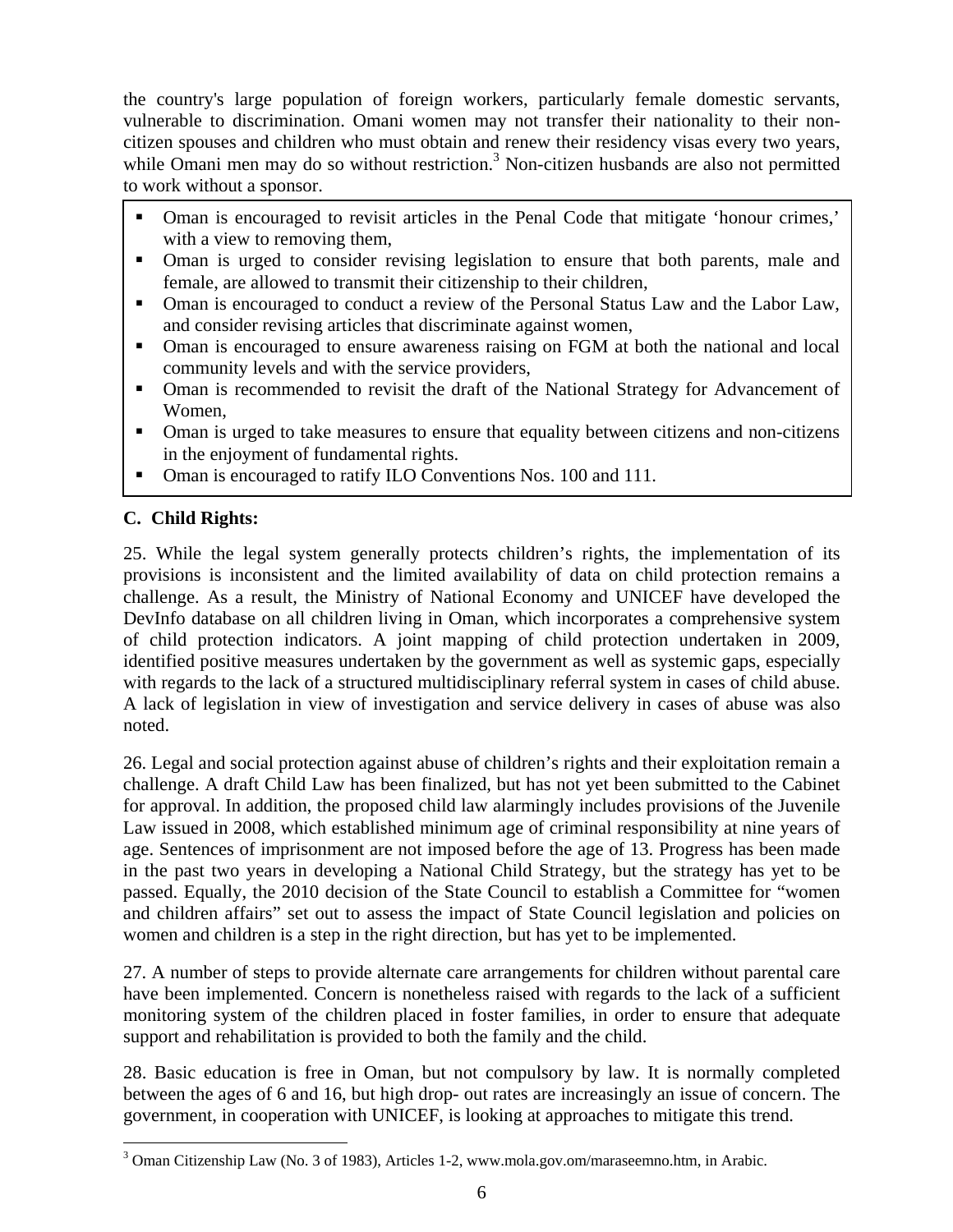the country's large population of foreign workers, particularly female domestic servants, vulnerable to discrimination. Omani women may not transfer their nationality to their non-citizen spouses and children who must obtain and renew their residency visas every two years, while Omani men may do so without restriction.[3] Non-citizen husbands are also not permitted to work without a sponsor.

- Oman is encouraged to revisit articles in the Penal Code that mitigate 'honour crimes,' with a view to removing them,
- Oman is urged to consider revising legislation to ensure that both parents, male and female, are allowed to transmit their citizenship to their children,
- Oman is encouraged to conduct a review of the Personal Status Law and the Labor Law, and consider revising articles that discriminate against women,
- Oman is encouraged to ensure awareness raising on FGM at both the national and local community levels and with the service providers,
- Oman is recommended to revisit the draft of the National Strategy for Advancement of Women,
- Oman is urged to take measures to ensure that equality between citizens and non-citizens in the enjoyment of fundamental rights.
- Oman is encouraged to ratify ILO Conventions Nos. 100 and 111.

## C. Child Rights:

25. While the legal system generally protects children's rights, the implementation of its provisions is inconsistent and the limited availability of data on child protection remains a challenge. As a result, the Ministry of National Economy and UNICEF have developed the DevInfo database on all children living in Oman, which incorporates a comprehensive system of child protection indicators. A joint mapping of child protection undertaken in 2009, identified positive measures undertaken by the government as well as systemic gaps, especially with regards to the lack of a structured multidisciplinary referral system in cases of child abuse. A lack of legislation in view of investigation and service delivery in cases of abuse was also noted.

26. Legal and social protection against abuse of children's rights and their exploitation remain a challenge. A draft Child Law has been finalized, but has not yet been submitted to the Cabinet for approval. In addition, the proposed child law alarmingly includes provisions of the Juvenile Law issued in 2008, which established minimum age of criminal responsibility at nine years of age. Sentences of imprisonment are not imposed before the age of 13. Progress has been made in the past two years in developing a National Child Strategy, but the strategy has yet to be passed. Equally, the 2010 decision of the State Council to establish a Committee for "women and children affairs" set out to assess the impact of State Council legislation and policies on women and children is a step in the right direction, but has yet to be implemented.

27. A number of steps to provide alternate care arrangements for children without parental care have been implemented. Concern is nonetheless raised with regards to the lack of a sufficient monitoring system of the children placed in foster families, in order to ensure that adequate support and rehabilitation is provided to both the family and the child.

28. Basic education is free in Oman, but not compulsory by law. It is normally completed between the ages of 6 and 16, but high drop- out rates are increasingly an issue of concern. The government, in cooperation with UNICEF, is looking at approaches to mitigate this trend.

[3] Oman Citizenship Law (No. 3 of 1983), Articles 1-2, www.mola.gov.om/maraseemno.htm, in Arabic.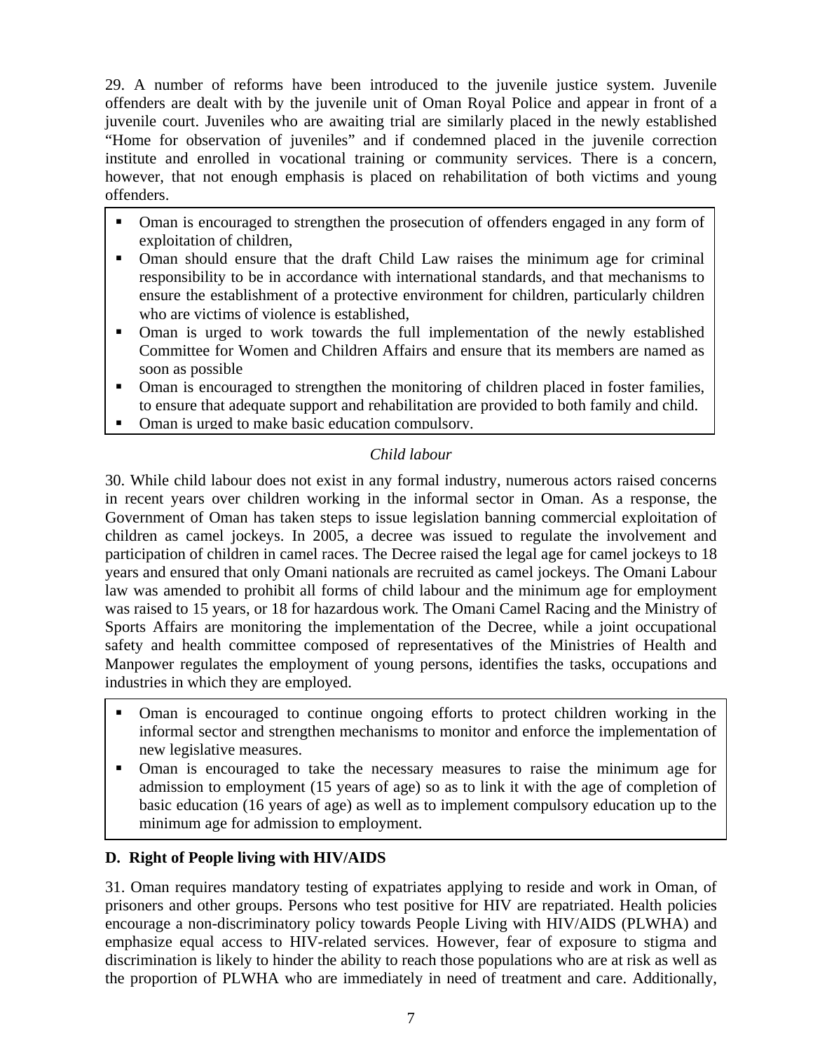29. A number of reforms have been introduced to the juvenile justice system. Juvenile offenders are dealt with by the juvenile unit of Oman Royal Police and appear in front of a juvenile court. Juveniles who are awaiting trial are similarly placed in the newly established "Home for observation of juveniles" and if condemned placed in the juvenile correction institute and enrolled in vocational training or community services. There is a concern, however, that not enough emphasis is placed on rehabilitation of both victims and young offenders.

- Oman is encouraged to strengthen the prosecution of offenders engaged in any form of exploitation of children,
- Oman should ensure that the draft Child Law raises the minimum age for criminal responsibility to be in accordance with international standards, and that mechanisms to ensure the establishment of a protective environment for children, particularly children who are victims of violence is established,
- Oman is urged to work towards the full implementation of the newly established Committee for Women and Children Affairs and ensure that its members are named as soon as possible
- Oman is encouraged to strengthen the monitoring of children placed in foster families, to ensure that adequate support and rehabilitation are provided to both family and child.
- Oman is urged to make basic education compulsory.

*Child labour*

30. While child labour does not exist in any formal industry, numerous actors raised concerns in recent years over children working in the informal sector in Oman. As a response, the Government of Oman has taken steps to issue legislation banning commercial exploitation of children as camel jockeys. In 2005, a decree was issued to regulate the involvement and participation of children in camel races. The Decree raised the legal age for camel jockeys to 18 years and ensured that only Omani nationals are recruited as camel jockeys. The Omani Labour law was amended to prohibit all forms of child labour and the minimum age for employment was raised to 15 years, or 18 for hazardous work*.* The Omani Camel Racing and the Ministry of Sports Affairs are monitoring the implementation of the Decree, while a joint occupational safety and health committee composed of representatives of the Ministries of Health and Manpower regulates the employment of young persons, identifies the tasks, occupations and industries in which they are employed.

- Oman is encouraged to continue ongoing efforts to protect children working in the informal sector and strengthen mechanisms to monitor and enforce the implementation of new legislative measures.
- Oman is encouraged to take the necessary measures to raise the minimum age for admission to employment (15 years of age) so as to link it with the age of completion of basic education (16 years of age) as well as to implement compulsory education up to the minimum age for admission to employment.

### D. Right of People living with HIV/AIDS

31. Oman requires mandatory testing of expatriates applying to reside and work in Oman, of prisoners and other groups. Persons who test positive for HIV are repatriated. Health policies encourage a non-discriminatory policy towards People Living with HIV/AIDS (PLWHA) and emphasize equal access to HIV-related services. However, fear of exposure to stigma and discrimination is likely to hinder the ability to reach those populations who are at risk as well as the proportion of PLWHA who are immediately in need of treatment and care. Additionally,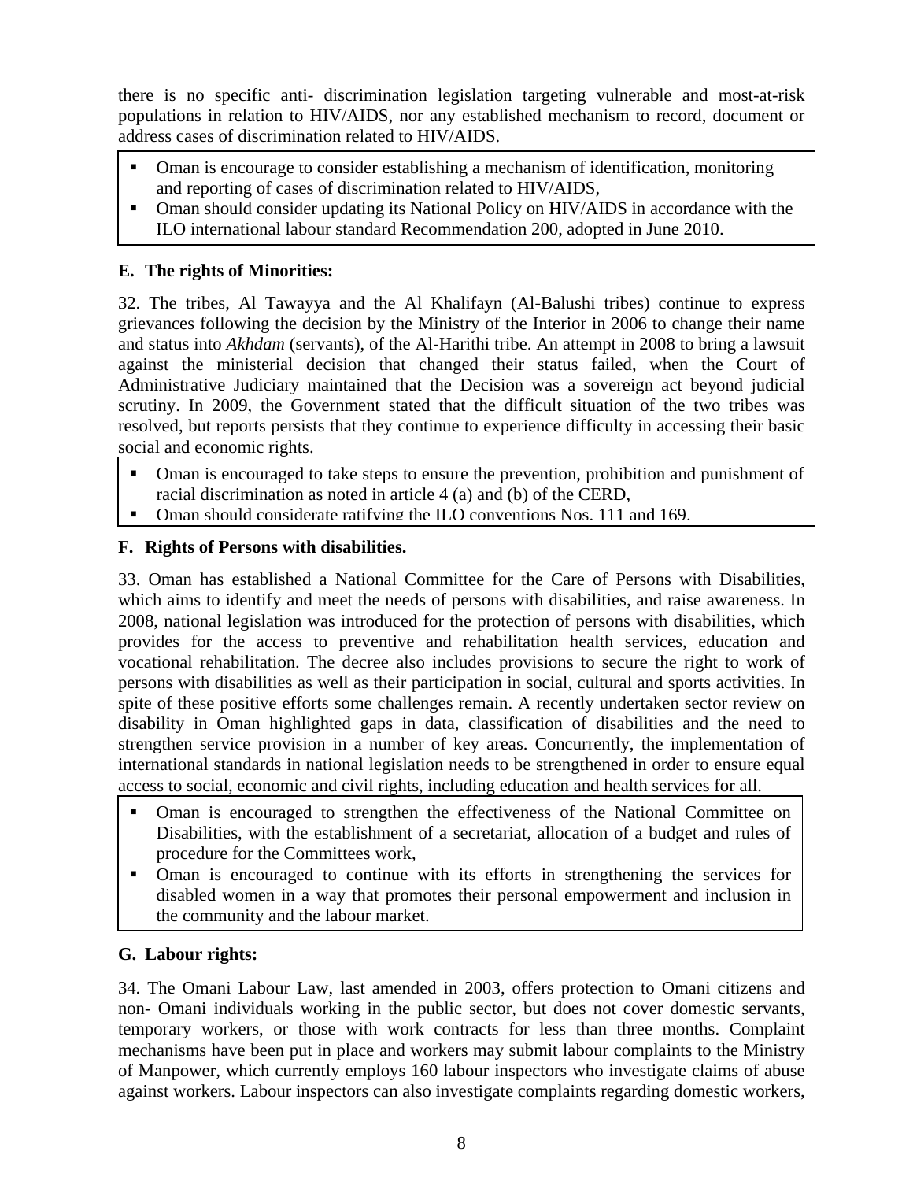there is no specific anti- discrimination legislation targeting vulnerable and most-at-risk populations in relation to HIV/AIDS, nor any established mechanism to record, document or address cases of discrimination related to HIV/AIDS.

- Oman is encourage to consider establishing a mechanism of identification, monitoring and reporting of cases of discrimination related to HIV/AIDS,
- Oman should consider updating its National Policy on HIV/AIDS in accordance with the ILO international labour standard Recommendation 200, adopted in June 2010.

## E. The rights of Minorities:

32. The tribes, Al Tawayya and the Al Khalifayn (Al-Balushi tribes) continue to express grievances following the decision by the Ministry of the Interior in 2006 to change their name and status into *Akhdam* (servants), of the Al-Harithi tribe. An attempt in 2008 to bring a lawsuit against the ministerial decision that changed their status failed, when the Court of Administrative Judiciary maintained that the Decision was a sovereign act beyond judicial scrutiny. In 2009, the Government stated that the difficult situation of the two tribes was resolved, but reports persists that they continue to experience difficulty in accessing their basic social and economic rights.

- Oman is encouraged to take steps to ensure the prevention, prohibition and punishment of racial discrimination as noted in article 4 (a) and (b) of the CERD,
- Oman should considerate ratifying the ILO conventions Nos. 111 and 169.

## F. Rights of Persons with disabilities.

33. Oman has established a National Committee for the Care of Persons with Disabilities, which aims to identify and meet the needs of persons with disabilities, and raise awareness. In 2008, national legislation was introduced for the protection of persons with disabilities, which provides for the access to preventive and rehabilitation health services, education and vocational rehabilitation. The decree also includes provisions to secure the right to work of persons with disabilities as well as their participation in social, cultural and sports activities. In spite of these positive efforts some challenges remain. A recently undertaken sector review on disability in Oman highlighted gaps in data, classification of disabilities and the need to strengthen service provision in a number of key areas. Concurrently, the implementation of international standards in national legislation needs to be strengthened in order to ensure equal access to social, economic and civil rights, including education and health services for all.

- Oman is encouraged to strengthen the effectiveness of the National Committee on Disabilities, with the establishment of a secretariat, allocation of a budget and rules of procedure for the Committees work,
- Oman is encouraged to continue with its efforts in strengthening the services for disabled women in a way that promotes their personal empowerment and inclusion in the community and the labour market.

## G. Labour rights:

34. The Omani Labour Law, last amended in 2003, offers protection to Omani citizens and non- Omani individuals working in the public sector, but does not cover domestic servants, temporary workers, or those with work contracts for less than three months. Complaint mechanisms have been put in place and workers may submit labour complaints to the Ministry of Manpower, which currently employs 160 labour inspectors who investigate claims of abuse against workers. Labour inspectors can also investigate complaints regarding domestic workers,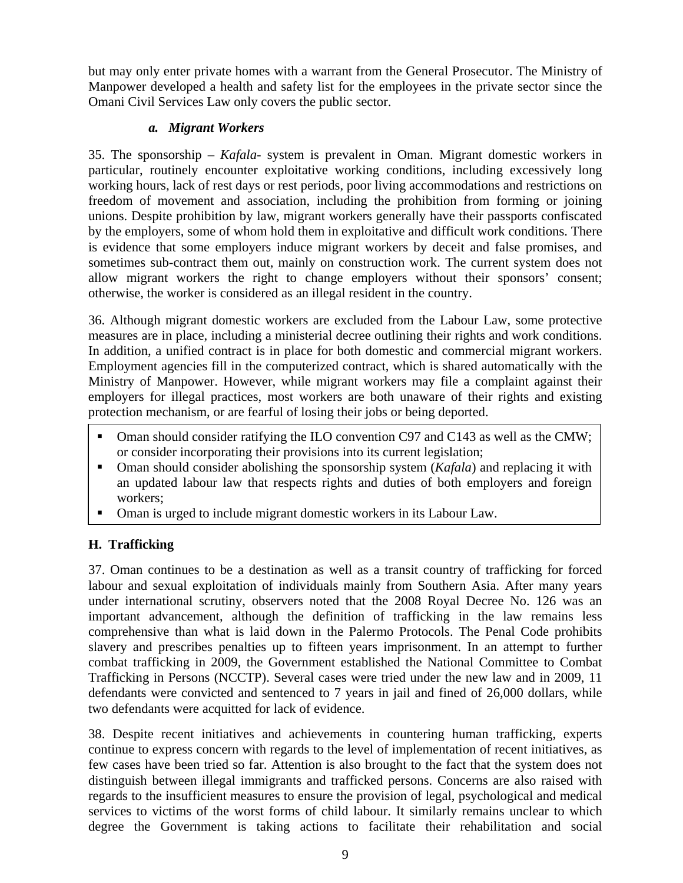but may only enter private homes with a warrant from the General Prosecutor. The Ministry of Manpower developed a health and safety list for the employees in the private sector since the Omani Civil Services Law only covers the public sector.

### *a. Migrant Workers*

35. The sponsorship – *Kafala*- system is prevalent in Oman. Migrant domestic workers in particular, routinely encounter exploitative working conditions, including excessively long working hours, lack of rest days or rest periods, poor living accommodations and restrictions on freedom of movement and association, including the prohibition from forming or joining unions. Despite prohibition by law, migrant workers generally have their passports confiscated by the employers, some of whom hold them in exploitative and difficult work conditions. There is evidence that some employers induce migrant workers by deceit and false promises, and sometimes sub-contract them out, mainly on construction work. The current system does not allow migrant workers the right to change employers without their sponsors' consent; otherwise, the worker is considered as an illegal resident in the country.

36. Although migrant domestic workers are excluded from the Labour Law, some protective measures are in place, including a ministerial decree outlining their rights and work conditions. In addition, a unified contract is in place for both domestic and commercial migrant workers. Employment agencies fill in the computerized contract, which is shared automatically with the Ministry of Manpower. However, while migrant workers may file a complaint against their employers for illegal practices, most workers are both unaware of their rights and existing protection mechanism, or are fearful of losing their jobs or being deported.

- Oman should consider ratifying the ILO convention C97 and C143 as well as the CMW; or consider incorporating their provisions into its current legislation;
- Oman should consider abolishing the sponsorship system (*Kafala*) and replacing it with an updated labour law that respects rights and duties of both employers and foreign workers;
- Oman is urged to include migrant domestic workers in its Labour Law.

## H. Trafficking

37. Oman continues to be a destination as well as a transit country of trafficking for forced labour and sexual exploitation of individuals mainly from Southern Asia. After many years under international scrutiny, observers noted that the 2008 Royal Decree No. 126 was an important advancement, although the definition of trafficking in the law remains less comprehensive than what is laid down in the Palermo Protocols. The Penal Code prohibits slavery and prescribes penalties up to fifteen years imprisonment. In an attempt to further combat trafficking in 2009, the Government established the National Committee to Combat Trafficking in Persons (NCCTP). Several cases were tried under the new law and in 2009, 11 defendants were convicted and sentenced to 7 years in jail and fined of 26,000 dollars, while two defendants were acquitted for lack of evidence.

38. Despite recent initiatives and achievements in countering human trafficking, experts continue to express concern with regards to the level of implementation of recent initiatives, as few cases have been tried so far. Attention is also brought to the fact that the system does not distinguish between illegal immigrants and trafficked persons. Concerns are also raised with regards to the insufficient measures to ensure the provision of legal, psychological and medical services to victims of the worst forms of child labour. It similarly remains unclear to which degree the Government is taking actions to facilitate their rehabilitation and social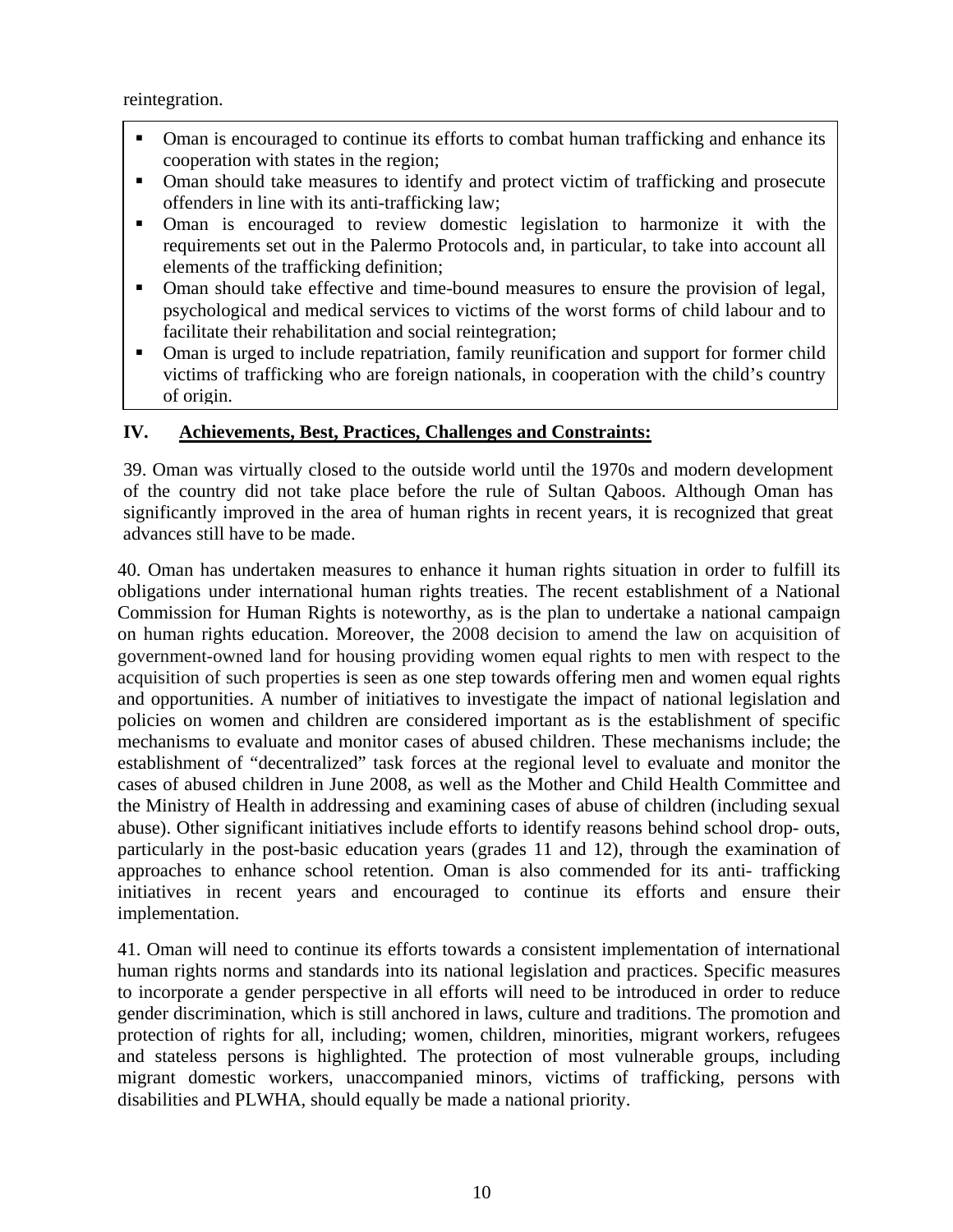reintegration.

- Oman is encouraged to continue its efforts to combat human trafficking and enhance its cooperation with states in the region;
- Oman should take measures to identify and protect victim of trafficking and prosecute offenders in line with its anti-trafficking law;
- Oman is encouraged to review domestic legislation to harmonize it with the requirements set out in the Palermo Protocols and, in particular, to take into account all elements of the trafficking definition;
- Oman should take effective and time-bound measures to ensure the provision of legal, psychological and medical services to victims of the worst forms of child labour and to facilitate their rehabilitation and social reintegration;
- Oman is urged to include repatriation, family reunification and support for former child victims of trafficking who are foreign nationals, in cooperation with the child's country of origin.

## IV. Achievements, Best, Practices, Challenges and Constraints:

39. Oman was virtually closed to the outside world until the 1970s and modern development of the country did not take place before the rule of Sultan Qaboos. Although Oman has significantly improved in the area of human rights in recent years, it is recognized that great advances still have to be made.

40. Oman has undertaken measures to enhance it human rights situation in order to fulfill its obligations under international human rights treaties. The recent establishment of a National Commission for Human Rights is noteworthy, as is the plan to undertake a national campaign on human rights education. Moreover, the 2008 decision to amend the law on acquisition of government-owned land for housing providing women equal rights to men with respect to the acquisition of such properties is seen as one step towards offering men and women equal rights and opportunities. A number of initiatives to investigate the impact of national legislation and policies on women and children are considered important as is the establishment of specific mechanisms to evaluate and monitor cases of abused children. These mechanisms include; the establishment of "decentralized" task forces at the regional level to evaluate and monitor the cases of abused children in June 2008, as well as the Mother and Child Health Committee and the Ministry of Health in addressing and examining cases of abuse of children (including sexual abuse). Other significant initiatives include efforts to identify reasons behind school drop- outs, particularly in the post-basic education years (grades 11 and 12), through the examination of approaches to enhance school retention. Oman is also commended for its anti- trafficking initiatives in recent years and encouraged to continue its efforts and ensure their implementation.

41. Oman will need to continue its efforts towards a consistent implementation of international human rights norms and standards into its national legislation and practices. Specific measures to incorporate a gender perspective in all efforts will need to be introduced in order to reduce gender discrimination, which is still anchored in laws, culture and traditions. The promotion and protection of rights for all, including; women, children, minorities, migrant workers, refugees and stateless persons is highlighted. The protection of most vulnerable groups, including migrant domestic workers, unaccompanied minors, victims of trafficking, persons with disabilities and PLWHA, should equally be made a national priority.